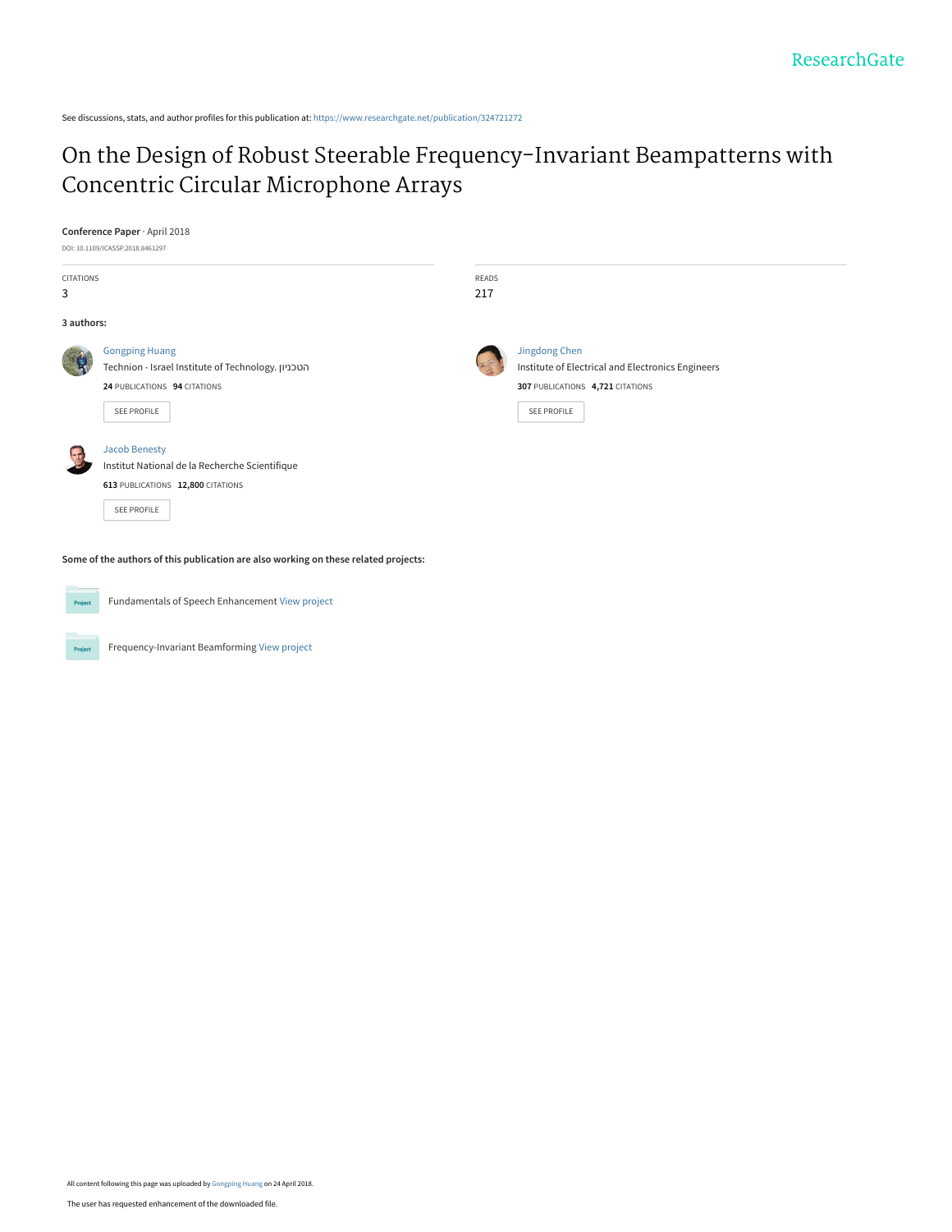ResearchGate

See discussions, stats, and author profiles for this publication at: https://www.researchgate.net/publication/324721272

# On the Design of Robust Steerable Frequency-Invariant Beampatterns with Concentric Circular Microphone Arrays

**Conference Paper** · April 2018

DOI: 10.1109/ICASSP.2018.8461297

CITATIONS
3

READS
217

**3 authors:**

Gongping Huang
Technion - Israel Institute of Technology. הטכניון
**24** PUBLICATIONS **94** CITATIONS

SEE PROFILE

Jingdong Chen
Institute of Electrical and Electronics Engineers
**307** PUBLICATIONS **4,721** CITATIONS

SEE PROFILE

Jacob Benesty
Institut National de la Recherche Scientifique
**613** PUBLICATIONS **12,800** CITATIONS

SEE PROFILE

**Some of the authors of this publication are also working on these related projects:**

Project: Fundamentals of Speech Enhancement View project

Project: Frequency-Invariant Beamforming View project

All content following this page was uploaded by Gongping Huang on 24 April 2018.

The user has requested enhancement of the downloaded file.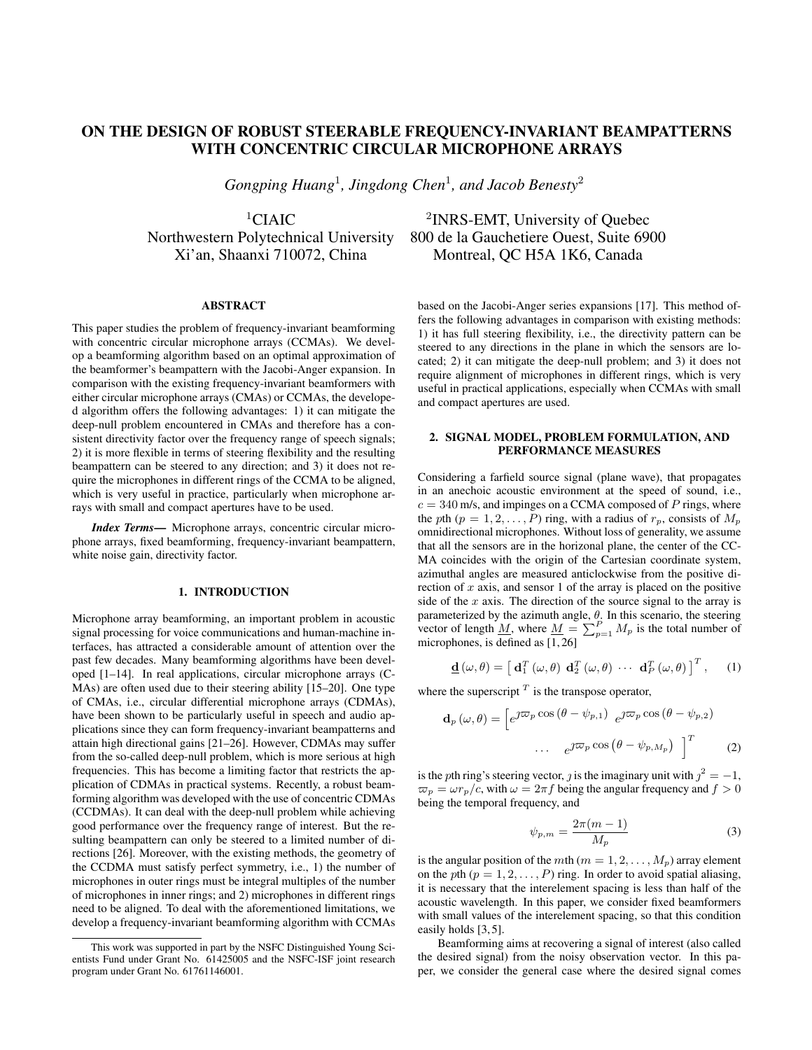# ON THE DESIGN OF ROBUST STEERABLE FREQUENCY-INVARIANT BEAMPATTERNS WITH CONCENTRIC CIRCULAR MICROPHONE ARRAYS

*Gongping Huang*[1]*, Jingdong Chen*[1]*, and Jacob Benesty*[2]

[1]CIAIC
Northwestern Polytechnical University
Xi'an, Shaanxi 710072, China

[2]INRS-EMT, University of Quebec
800 de la Gauchetiere Ouest, Suite 6900
Montreal, QC H5A 1K6, Canada

## ABSTRACT

This paper studies the problem of frequency-invariant beamforming with concentric circular microphone arrays (CCMAs). We develop a beamforming algorithm based on an optimal approximation of the beamformer's beampattern with the Jacobi-Anger expansion. In comparison with the existing frequency-invariant beamformers with either circular microphone arrays (CMAs) or CCMAs, the developed algorithm offers the following advantages: 1) it can mitigate the deep-null problem encountered in CMAs and therefore has a consistent directivity factor over the frequency range of speech signals; 2) it is more flexible in terms of steering flexibility and the resulting beampattern can be steered to any direction; and 3) it does not require the microphones in different rings of the CCMA to be aligned, which is very useful in practice, particularly when microphone arrays with small and compact apertures have to be used.

***Index Terms*—** Microphone arrays, concentric circular microphone arrays, fixed beamforming, frequency-invariant beampattern, white noise gain, directivity factor.

## 1. INTRODUCTION

Microphone array beamforming, an important problem in acoustic signal processing for voice communications and human-machine interfaces, has attracted a considerable amount of attention over the past few decades. Many beamforming algorithms have been developed [1–14]. In real applications, circular microphone arrays (CMAs) are often used due to their steering ability [15–20]. One type of CMAs, i.e., circular differential microphone arrays (CDMAs), have been shown to be particularly useful in speech and audio applications since they can form frequency-invariant beampatterns and attain high directional gains [21–26]. However, CDMAs may suffer from the so-called deep-null problem, which is more serious at high frequencies. This has become a limiting factor that restricts the application of CDMAs in practical systems. Recently, a robust beamforming algorithm was developed with the use of concentric CDMAs (CCDMAs). It can deal with the deep-null problem while achieving good performance over the frequency range of interest. But the resulting beampattern can only be steered to a limited number of directions [26]. Moreover, with the existing methods, the geometry of the CCDMA must satisfy perfect symmetry, i.e., 1) the number of microphones in outer rings must be integral multiples of the number of microphones in inner rings; and 2) microphones in different rings need to be aligned. To deal with the aforementioned limitations, we develop a frequency-invariant beamforming algorithm with CCMAs based on the Jacobi-Anger series expansions [17]. This method offers the following advantages in comparison with existing methods: 1) it has full steering flexibility, i.e., the directivity pattern can be steered to any directions in the plane in which the sensors are located; 2) it can mitigate the deep-null problem; and 3) it does not require alignment of microphones in different rings, which is very useful in practical applications, especially when CCMAs with small and compact apertures are used.

This work was supported in part by the NSFC Distinguished Young Scientists Fund under Grant No. 61425005 and the NSFC-ISF joint research program under Grant No. 61761146001.

## 2. SIGNAL MODEL, PROBLEM FORMULATION, AND PERFORMANCE MEASURES

Considering a farfield source signal (plane wave), that propagates in an anechoic acoustic environment at the speed of sound, i.e., $c = 340$ m/s, and impinges on a CCMA composed of $P$ rings, where the $p$th ($p = 1, 2, \ldots, P$) ring, with a radius of $r_p$, consists of $M_p$ omnidirectional microphones. Without loss of generality, we assume that all the sensors are in the horizonal plane, the center of the CCMA coincides with the origin of the Cartesian coordinate system, azimuthal angles are measured anticlockwise from the positive direction of $x$ axis, and sensor 1 of the array is placed on the positive side of the $x$ axis. The direction of the source signal to the array is parameterized by the azimuth angle, $\theta$. In this scenario, the steering vector of length $\underline{M}$, where $\underline{M} = \sum_{p=1}^{P} M_p$ is the total number of microphones, is defined as [1, 26]

$$\underline{\mathbf{d}}(\omega, \theta) = \left[ \mathbf{d}_1^T(\omega, \theta) \ \mathbf{d}_2^T(\omega, \theta) \ \cdots \ \mathbf{d}_P^T(\omega, \theta) \right]^T, \quad (1)$$

where the superscript $^T$ is the transpose operator,

$$\mathbf{d}_p(\omega, \theta) = \left[ e^{\jmath \varpi_p \cos(\theta - \psi_{p,1})} \ e^{\jmath \varpi_p \cos(\theta - \psi_{p,2})} \ \cdots \ e^{\jmath \varpi_p \cos(\theta - \psi_{p,M_p})} \right]^T \quad (2)$$

is the $p$th ring's steering vector, $\jmath$ is the imaginary unit with $\jmath^2 = -1$, $\varpi_p = \omega r_p / c$, with $\omega = 2\pi f$ being the angular frequency and $f > 0$ being the temporal frequency, and

$$\psi_{p,m} = \frac{2\pi(m-1)}{M_p} \quad (3)$$

is the angular position of the $m$th ($m = 1, 2, \ldots, M_p$) array element on the $p$th ($p = 1, 2, \ldots, P$) ring. In order to avoid spatial aliasing, it is necessary that the interelement spacing is less than half of the acoustic wavelength. In this paper, we consider fixed beamformers with small values of the interelement spacing, so that this condition easily holds [3, 5].

Beamforming aims at recovering a signal of interest (also called the desired signal) from the noisy observation vector. In this paper, we consider the general case where the desired signal comes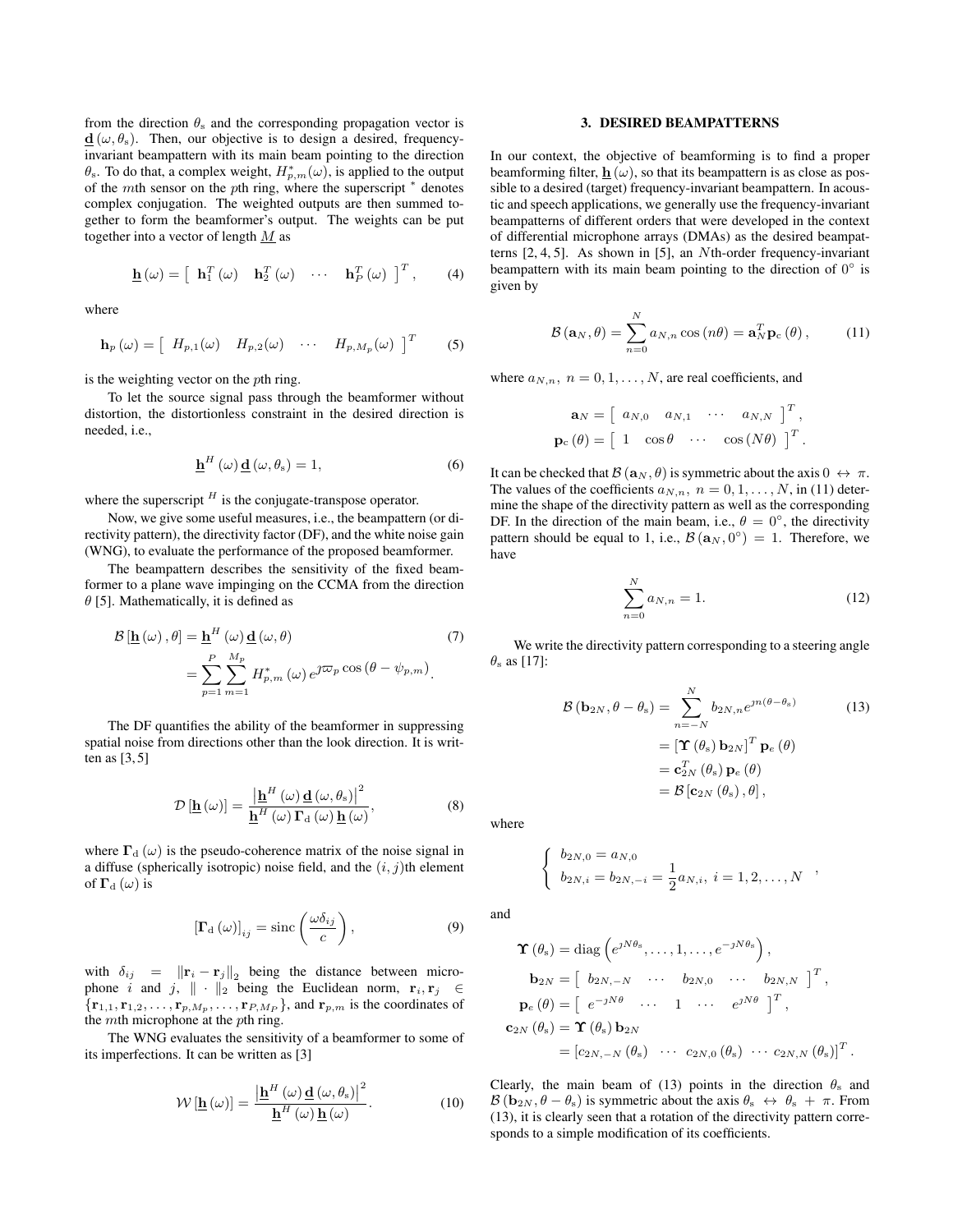from the direction $\theta_s$ and the corresponding propagation vector is $\underline{\mathbf{d}}(\omega, \theta_s)$. Then, our objective is to design a desired, frequency-invariant beampattern with its main beam pointing to the direction $\theta_s$. To do that, a complex weight, $H_{p,m}^*(\omega)$, is applied to the output of the $m$th sensor on the $p$th ring, where the superscript $^*$ denotes complex conjugation. The weighted outputs are then summed together to form the beamformer's output. The weights can be put together into a vector of length $\underline{M}$ as

$$\underline{\mathbf{h}}(\omega) = \begin{bmatrix} \mathbf{h}_1^T(\omega) & \mathbf{h}_2^T(\omega) & \cdots & \mathbf{h}_P^T(\omega) \end{bmatrix}^T, \tag{4}$$

where

$$\mathbf{h}_p(\omega) = \begin{bmatrix} H_{p,1}(\omega) & H_{p,2}(\omega) & \cdots & H_{p,M_p}(\omega) \end{bmatrix}^T \tag{5}$$

is the weighting vector on the $p$th ring.

To let the source signal pass through the beamformer without distortion, the distortionless constraint in the desired direction is needed, i.e.,

$$\underline{\mathbf{h}}^H(\omega)\,\underline{\mathbf{d}}(\omega, \theta_s) = 1, \tag{6}$$

where the superscript $^H$ is the conjugate-transpose operator.

Now, we give some useful measures, i.e., the beampattern (or directivity pattern), the directivity factor (DF), and the white noise gain (WNG), to evaluate the performance of the proposed beamformer.

The beampattern describes the sensitivity of the fixed beamformer to a plane wave impinging on the CCMA from the direction $\theta$ [5]. Mathematically, it is defined as

$$\begin{aligned} \mathcal{B}[\underline{\mathbf{h}}(\omega), \theta] &= \underline{\mathbf{h}}^H(\omega)\,\underline{\mathbf{d}}(\omega, \theta) \\ &= \sum_{p=1}^{P}\sum_{m=1}^{M_p} H_{p,m}^*(\omega)\, e^{\jmath \varpi_p \cos(\theta - \psi_{p,m})}. \end{aligned} \tag{7}$$

The DF quantifies the ability of the beamformer in suppressing spatial noise from directions other than the look direction. It is written as [3, 5]

$$\mathcal{D}[\underline{\mathbf{h}}(\omega)] = \frac{\left|\underline{\mathbf{h}}^H(\omega)\,\underline{\mathbf{d}}(\omega, \theta_s)\right|^2}{\underline{\mathbf{h}}^H(\omega)\,\mathbf{\Gamma}_d(\omega)\,\underline{\mathbf{h}}(\omega)}, \tag{8}$$

where $\mathbf{\Gamma}_d(\omega)$ is the pseudo-coherence matrix of the noise signal in a diffuse (spherically isotropic) noise field, and the $(i, j)$th element of $\mathbf{\Gamma}_d(\omega)$ is

$$[\mathbf{\Gamma}_d(\omega)]_{ij} = \operatorname{sinc}\left(\frac{\omega \delta_{ij}}{c}\right), \tag{9}$$

with $\delta_{ij} = \|\mathbf{r}_i - \mathbf{r}_j\|_2$ being the distance between microphone $i$ and $j$, $\|\cdot\|_2$ being the Euclidean norm, $\mathbf{r}_i, \mathbf{r}_j \in \{\mathbf{r}_{1,1}, \mathbf{r}_{1,2}, \ldots, \mathbf{r}_{p,M_p}, \ldots, \mathbf{r}_{P,M_P}\}$, and $\mathbf{r}_{p,m}$ is the coordinates of the $m$th microphone at the $p$th ring.

The WNG evaluates the sensitivity of a beamformer to some of its imperfections. It can be written as [3]

$$\mathcal{W}[\underline{\mathbf{h}}(\omega)] = \frac{\left|\underline{\mathbf{h}}^H(\omega)\,\underline{\mathbf{d}}(\omega, \theta_s)\right|^2}{\underline{\mathbf{h}}^H(\omega)\,\underline{\mathbf{h}}(\omega)}. \tag{10}$$

## 3. DESIRED BEAMPATTERNS

In our context, the objective of beamforming is to find a proper beamforming filter, $\underline{\mathbf{h}}(\omega)$, so that its beampattern is as close as possible to a desired (target) frequency-invariant beampattern. In acoustic and speech applications, we generally use the frequency-invariant beampatterns of different orders that were developed in the context of differential microphone arrays (DMAs) as the desired beampatterns [2, 4, 5]. As shown in [5], an $N$th-order frequency-invariant beampattern with its main beam pointing to the direction of $0^\circ$ is given by

$$\mathcal{B}(\mathbf{a}_N, \theta) = \sum_{n=0}^{N} a_{N,n}\cos(n\theta) = \mathbf{a}_N^T \mathbf{p}_c(\theta), \tag{11}$$

where $a_{N,n},\ n = 0, 1, \ldots, N$, are real coefficients, and

$$\begin{aligned} \mathbf{a}_N &= \begin{bmatrix} a_{N,0} & a_{N,1} & \cdots & a_{N,N} \end{bmatrix}^T, \\ \mathbf{p}_c(\theta) &= \begin{bmatrix} 1 & \cos\theta & \cdots & \cos(N\theta) \end{bmatrix}^T. \end{aligned}$$

It can be checked that $\mathcal{B}(\mathbf{a}_N, \theta)$ is symmetric about the axis $0 \leftrightarrow \pi$. The values of the coefficients $a_{N,n},\ n = 0, 1, \ldots, N$, in (11) determine the shape of the directivity pattern as well as the corresponding DF. In the direction of the main beam, i.e., $\theta = 0^\circ$, the directivity pattern should be equal to 1, i.e., $\mathcal{B}(\mathbf{a}_N, 0^\circ) = 1$. Therefore, we have

$$\sum_{n=0}^{N} a_{N,n} = 1. \tag{12}$$

We write the directivity pattern corresponding to a steering angle $\theta_s$ as [17]:

$$\begin{aligned} \mathcal{B}(\mathbf{b}_{2N}, \theta - \theta_s) &= \sum_{n=-N}^{N} b_{2N,n} e^{\jmath n(\theta - \theta_s)} \\ &= [\mathbf{\Upsilon}(\theta_s)\,\mathbf{b}_{2N}]^T \mathbf{p}_e(\theta) \\ &= \mathbf{c}_{2N}^T(\theta_s)\,\mathbf{p}_e(\theta) \\ &= \mathcal{B}[\mathbf{c}_{2N}(\theta_s), \theta], \end{aligned} \tag{13}$$

where

$$\begin{cases} b_{2N,0} = a_{N,0} \\ b_{2N,i} = b_{2N,-i} = \dfrac{1}{2}a_{N,i},\ i = 1, 2, \ldots, N \end{cases},$$

and

$$\begin{aligned} \mathbf{\Upsilon}(\theta_s) &= \operatorname{diag}\left(e^{\jmath N\theta_s}, \ldots, 1, \ldots, e^{-\jmath N\theta_s}\right), \\ \mathbf{b}_{2N} &= \begin{bmatrix} b_{2N,-N} & \cdots & b_{2N,0} & \cdots & b_{2N,N} \end{bmatrix}^T, \\ \mathbf{p}_e(\theta) &= \begin{bmatrix} e^{-\jmath N\theta} & \cdots & 1 & \cdots & e^{\jmath N\theta} \end{bmatrix}^T, \\ \mathbf{c}_{2N}(\theta_s) &= \mathbf{\Upsilon}(\theta_s)\,\mathbf{b}_{2N} \\ &= [c_{2N,-N}(\theta_s) \ \cdots \ c_{2N,0}(\theta_s) \ \cdots \ c_{2N,N}(\theta_s)]^T. \end{aligned}$$

Clearly, the main beam of (13) points in the direction $\theta_s$ and $\mathcal{B}(\mathbf{b}_{2N}, \theta - \theta_s)$ is symmetric about the axis $\theta_s \leftrightarrow \theta_s + \pi$. From (13), it is clearly seen that a rotation of the directivity pattern corresponds to a simple modification of its coefficients.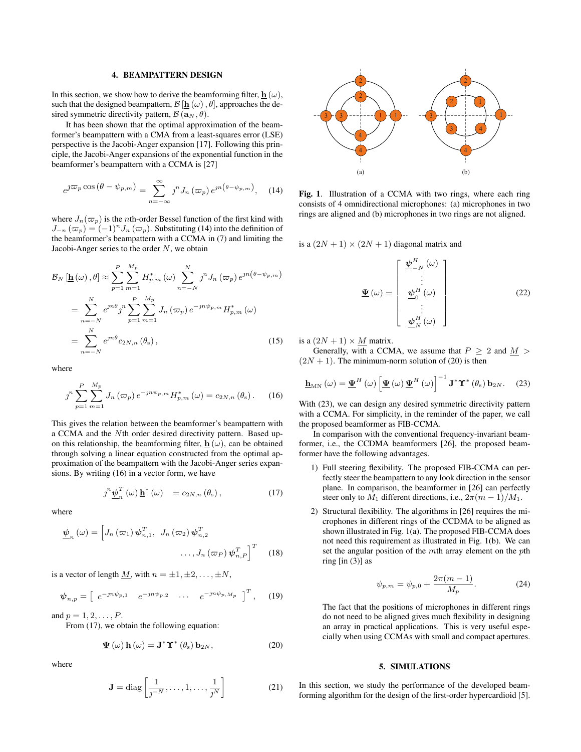## 4. BEAMPATTERN DESIGN

In this section, we show how to derive the beamforming filter, $\underline{\mathbf{h}}(\omega)$, such that the designed beampattern, $\mathcal{B}[\underline{\mathbf{h}}(\omega), \theta]$, approaches the desired symmetric directivity pattern, $\mathcal{B}(\mathbf{a}_N, \theta)$.

It has been shown that the optimal approximation of the beamformer's beampattern with a CMA from a least-squares error (LSE) perspective is the Jacobi-Anger expansion [17]. Following this principle, the Jacobi-Anger expansions of the exponential function in the beamformer's beampattern with a CCMA is [27]

$$e^{\jmath \varpi_p \cos(\theta - \psi_{p,m})} = \sum_{n=-\infty}^{\infty} \jmath^n J_n(\varpi_p) e^{\jmath n(\theta - \psi_{p,m})}, \quad (14)$$

where $J_n(\varpi_p)$ is the $n$th-order Bessel function of the first kind with $J_{-n}(\varpi_p) = (-1)^n J_n(\varpi_p)$. Substituting (14) into the definition of the beamformer's beampattern with a CCMA in (7) and limiting the Jacobi-Anger series to the order $N$, we obtain

$$\begin{aligned}
\mathcal{B}_N[\underline{\mathbf{h}}(\omega), \theta] &\approx \sum_{p=1}^{P} \sum_{m=1}^{M_p} H_{p,m}^*(\omega) \sum_{n=-N}^{N} \jmath^n J_n(\varpi_p) e^{\jmath n(\theta - \psi_{p,m})} \\
&= \sum_{n=-N}^{N} e^{\jmath n\theta} \jmath^n \sum_{p=1}^{P} \sum_{m=1}^{M_p} J_n(\varpi_p) e^{-\jmath n \psi_{p,m}} H_{p,m}^*(\omega) \\
&= \sum_{n=-N}^{N} e^{\jmath n\theta} c_{2N,n}(\theta_{\mathrm{s}}), \quad (15)
\end{aligned}$$

where

$$\jmath^n \sum_{p=1}^{P} \sum_{m=1}^{M_p} J_n(\varpi_p) e^{-\jmath n \psi_{p,m}} H_{p,m}^*(\omega) = c_{2N,n}(\theta_{\mathrm{s}}). \quad (16)$$

This gives the relation between the beamformer's beampattern with a CCMA and the $N$th order desired directivity pattern. Based upon this relationship, the beamforming filter, $\underline{\mathbf{h}}(\omega)$, can be obtained through solving a linear equation constructed from the optimal approximation of the beampattern with the Jacobi-Anger series expansions. By writing (16) in a vector form, we have

$$\jmath^n \underline{\boldsymbol{\psi}}_n^T(\omega) \underline{\mathbf{h}}^*(\omega) = c_{2N,n}(\theta_{\mathrm{s}}), \quad (17)$$

where

$$\underline{\boldsymbol{\psi}}_n(\omega) = \Big[ J_n(\varpi_1) \boldsymbol{\psi}_{n,1}^T, \ J_n(\varpi_2) \boldsymbol{\psi}_{n,2}^T \ \ldots, J_n(\varpi_P) \boldsymbol{\psi}_{n,P}^T \Big]^T \quad (18)$$

is a vector of length $\underline{M}$, with $n = \pm 1, \pm 2, \ldots, \pm N$,

$$\boldsymbol{\psi}_{n,p} = \left[ \begin{array}{cccc} e^{-\jmath n \psi_{p,1}} & e^{-\jmath n \psi_{p,2}} & \cdots & e^{-\jmath n \psi_{p,M_p}} \end{array} \right]^T, \quad (19)$$

and $p = 1, 2, \ldots, P$.

From (17), we obtain the following equation:

$$\underline{\boldsymbol{\Psi}}(\omega) \underline{\mathbf{h}}(\omega) = \mathbf{J}^* \boldsymbol{\Upsilon}^*(\theta_{\mathrm{s}}) \mathbf{b}_{2N}, \quad (20)$$

where

$$\mathbf{J} = \mathrm{diag}\left[ \frac{1}{\jmath^{-N}}, \ldots, 1, \ldots, \frac{1}{\jmath^N} \right] \quad (21)$$

is a $(2N+1) \times (2N+1)$ diagonal matrix and

$$\underline{\boldsymbol{\Psi}}(\omega) = \begin{bmatrix} \underline{\boldsymbol{\psi}}_{-N}^H(\omega) \\ \vdots \\ \underline{\boldsymbol{\psi}}_0^H(\omega) \\ \vdots \\ \underline{\boldsymbol{\psi}}_N^H(\omega) \end{bmatrix} \quad (22)$$

is a $(2N+1) \times \underline{M}$ matrix.

Generally, with a CCMA, we assume that $P \geq 2$ and $\underline{M} > (2N+1)$. The minimum-norm solution of (20) is then

$$\underline{\mathbf{h}}_{\mathrm{MN}}(\omega) = \underline{\boldsymbol{\Psi}}^H(\omega) \left[ \underline{\boldsymbol{\Psi}}(\omega) \underline{\boldsymbol{\Psi}}^H(\omega) \right]^{-1} \mathbf{J}^* \boldsymbol{\Upsilon}^*(\theta_{\mathrm{s}}) \mathbf{b}_{2N}. \quad (23)$$

With (23), we can design any desired symmetric directivity pattern with a CCMA. For simplicity, in the reminder of the paper, we call the proposed beamformer as FIB-CCMA.

In comparison with the conventional frequency-invariant beamformer, i.e., the CCDMA beamformers [26], the proposed beamformer have the following advantages.

1) Full steering flexibility. The proposed FIB-CCMA can perfectly steer the beampattern to any look direction in the sensor plane. In comparison, the beamformer in [26] can perfectly steer only to $M_1$ different directions, i.e., $2\pi(m-1)/M_1$.

2) Structural flexibility. The algorithms in [26] requires the microphones in different rings of the CCDMA to be aligned as shown illustrated in Fig. 1(a). The proposed FIB-CCMA does not need this requirement as illustrated in Fig. 1(b). We can set the angular position of the $m$th array element on the $p$th ring [in (3)] as

$$\psi_{p,m} = \psi_{p,0} + \frac{2\pi(m-1)}{M_p}. \quad (24)$$

The fact that the positions of microphones in different rings do not need to be aligned gives much flexibility in designing an array in practical applications. This is very useful especially when using CCMAs with small and compact apertures.

**Fig. 1**. Illustration of a CCMA with two rings, where each ring consists of 4 omnidirectional microphones: (a) microphones in two rings are aligned and (b) microphones in two rings are not aligned.

## 5. SIMULATIONS

In this section, we study the performance of the developed beamforming algorithm for the design of the first-order hypercardioid [5].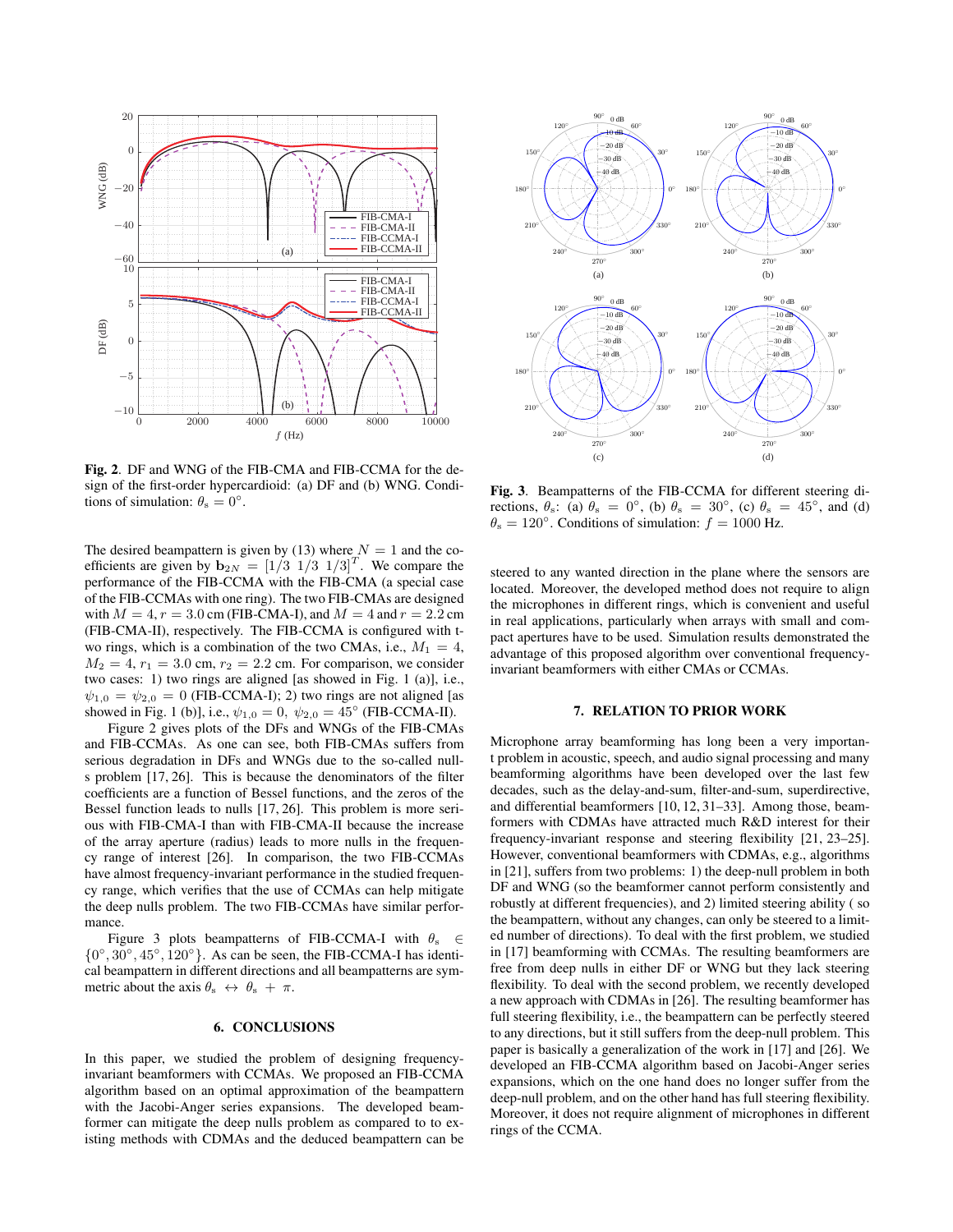**Fig. 2**. DF and WNG of the FIB-CMA and FIB-CCMA for the design of the first-order hypercardioid: (a) DF and (b) WNG. Conditions of simulation: $\theta_\mathrm{s} = 0°$.

The desired beampattern is given by (13) where $N = 1$ and the coefficients are given by $\mathbf{b}_{2N} = [1/3 \ 1/3 \ 1/3]^T$. We compare the performance of the FIB-CCMA with the FIB-CMA (a special case of the FIB-CCMAs with one ring). The two FIB-CMAs are designed with $M = 4$, $r = 3.0$ cm (FIB-CMA-I), and $M = 4$ and $r = 2.2$ cm (FIB-CMA-II), respectively. The FIB-CCMA is configured with two rings, which is a combination of the two CMAs, i.e., $M_1 = 4$, $M_2 = 4$, $r_1 = 3.0$ cm, $r_2 = 2.2$ cm. For comparison, we consider two cases: 1) two rings are aligned [as showed in Fig. 1 (a)], i.e., $\psi_{1,0} = \psi_{2,0} = 0$ (FIB-CCMA-I); 2) two rings are not aligned [as showed in Fig. 1 (b)], i.e., $\psi_{1,0} = 0$, $\psi_{2,0} = 45°$ (FIB-CCMA-II).

Figure 2 gives plots of the DFs and WNGs of the FIB-CMAs and FIB-CCMAs. As one can see, both FIB-CMAs suffers from serious degradation in DFs and WNGs due to the so-called nulls problem [17, 26]. This is because the denominators of the filter coefficients are a function of Bessel functions, and the zeros of the Bessel function leads to nulls [17, 26]. This problem is more serious with FIB-CMA-I than with FIB-CMA-II because the increase of the array aperture (radius) leads to more nulls in the frequency range of interest [26]. In comparison, the two FIB-CCMAs have almost frequency-invariant performance in the studied frequency range, which verifies that the use of CCMAs can help mitigate the deep nulls problem. The two FIB-CCMAs have similar performance.

Figure 3 plots beampatterns of FIB-CCMA-I with $\theta_\mathrm{s} \in \{0°, 30°, 45°, 120°\}$. As can be seen, the FIB-CCMA-I has identical beampattern in different directions and all beampatterns are symmetric about the axis $\theta_\mathrm{s} \leftrightarrow \theta_\mathrm{s} + \pi$.

## 6. CONCLUSIONS

In this paper, we studied the problem of designing frequency-invariant beamformers with CCMAs. We proposed an FIB-CCMA algorithm based on an optimal approximation of the beampattern with the Jacobi-Anger series expansions. The developed beamformer can mitigate the deep nulls problem as compared to existing methods with CDMAs and the deduced beampattern can be steered to any wanted direction in the plane where the sensors are located. Moreover, the developed method does not require to align the microphones in different rings, which is convenient and useful in real applications, particularly when arrays with small and compact apertures have to be used. Simulation results demonstrated the advantage of this proposed algorithm over conventional frequency-invariant beamformers with either CMAs or CCMAs.

**Fig. 3**. Beampatterns of the FIB-CCMA for different steering directions, $\theta_\mathrm{s}$: (a) $\theta_\mathrm{s} = 0°$, (b) $\theta_\mathrm{s} = 30°$, (c) $\theta_\mathrm{s} = 45°$, and (d) $\theta_\mathrm{s} = 120°$. Conditions of simulation: $f = 1000$ Hz.

## 7. RELATION TO PRIOR WORK

Microphone array beamforming has long been a very important problem in acoustic, speech, and audio signal processing and many beamforming algorithms have been developed over the last few decades, such as the delay-and-sum, filter-and-sum, superdirective, and differential beamformers [10, 12, 31–33]. Among those, beamformers with CDMAs have attracted much R&D interest for their frequency-invariant response and steering flexibility [21, 23–25]. However, conventional beamformers with CDMAs, e.g., algorithms in [21], suffers from two problems: 1) the deep-null problem in both DF and WNG (so the beamformer cannot perform consistently and robustly at different frequencies), and 2) limited steering ability ( so the beampattern, without any changes, can only be steered to a limited number of directions). To deal with the first problem, we studied in [17] beamforming with CCMAs. The resulting beamformers are free from deep nulls in either DF or WNG but they lack steering flexibility. To deal with the second problem, we recently developed a new approach with CDMAs in [26]. The resulting beamformer has full steering flexibility, i.e., the beampattern can be perfectly steered to any directions, but it still suffers from the deep-null problem. This paper is basically a generalization of the work in [17] and [26]. We developed an FIB-CCMA algorithm based on Jacobi-Anger series expansions, which on the one hand does no longer suffer from the deep-null problem, and on the other hand has full steering flexibility. Moreover, it does not require alignment of microphones in different rings of the CCMA.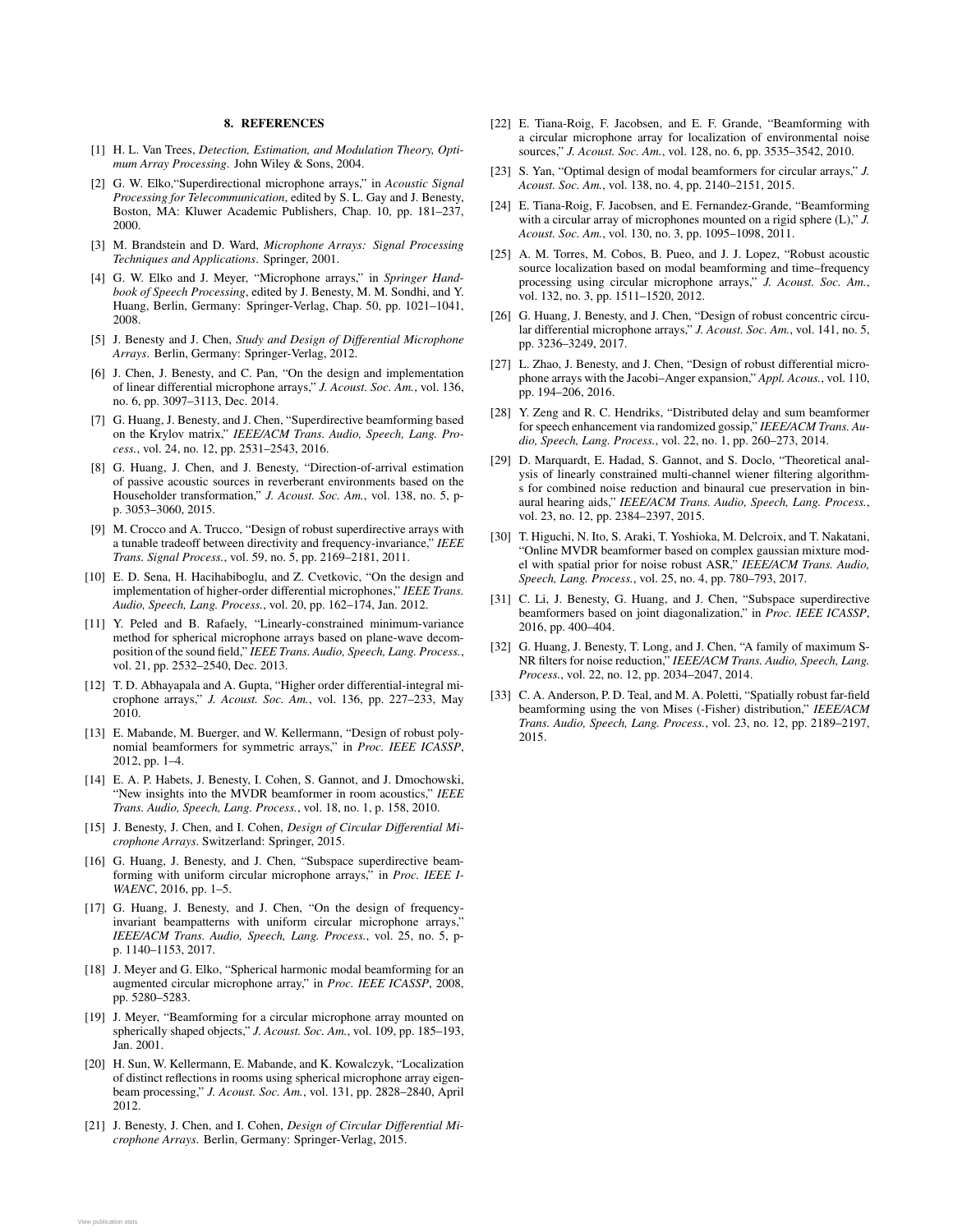## 8. REFERENCES

[1] H. L. Van Trees, *Detection, Estimation, and Modulation Theory, Optimum Array Processing*. John Wiley & Sons, 2004.

[2] G. W. Elko,"Superdirectional microphone arrays," in *Acoustic Signal Processing for Telecommunication*, edited by S. L. Gay and J. Benesty, Boston, MA: Kluwer Academic Publishers, Chap. 10, pp. 181–237, 2000.

[3] M. Brandstein and D. Ward, *Microphone Arrays: Signal Processing Techniques and Applications*. Springer, 2001.

[4] G. W. Elko and J. Meyer, "Microphone arrays," in *Springer Handbook of Speech Processing*, edited by J. Benesty, M. M. Sondhi, and Y. Huang, Berlin, Germany: Springer-Verlag, Chap. 50, pp. 1021–1041, 2008.

[5] J. Benesty and J. Chen, *Study and Design of Differential Microphone Arrays*. Berlin, Germany: Springer-Verlag, 2012.

[6] J. Chen, J. Benesty, and C. Pan, "On the design and implementation of linear differential microphone arrays," *J. Acoust. Soc. Am.*, vol. 136, no. 6, pp. 3097–3113, Dec. 2014.

[7] G. Huang, J. Benesty, and J. Chen, "Superdirective beamforming based on the Krylov matrix," *IEEE/ACM Trans. Audio, Speech, Lang. Process.*, vol. 24, no. 12, pp. 2531–2543, 2016.

[8] G. Huang, J. Chen, and J. Benesty, "Direction-of-arrival estimation of passive acoustic sources in reverberant environments based on the Householder transformation," *J. Acoust. Soc. Am.*, vol. 138, no. 5, pp. 3053–3060, 2015.

[9] M. Crocco and A. Trucco, "Design of robust superdirective arrays with a tunable tradeoff between directivity and frequency-invariance," *IEEE Trans. Signal Process.*, vol. 59, no. 5, pp. 2169–2181, 2011.

[10] E. D. Sena, H. Hacihabiboglu, and Z. Cvetkovic, "On the design and implementation of higher-order differential microphones," *IEEE Trans. Audio, Speech, Lang. Process.*, vol. 20, pp. 162–174, Jan. 2012.

[11] Y. Peled and B. Rafaely, "Linearly-constrained minimum-variance method for spherical microphone arrays based on plane-wave decomposition of the sound field," *IEEE Trans. Audio, Speech, Lang. Process.*, vol. 21, pp. 2532–2540, Dec. 2013.

[12] T. D. Abhayapala and A. Gupta, "Higher order differential-integral microphone arrays," *J. Acoust. Soc. Am.*, vol. 136, pp. 227–233, May 2010.

[13] E. Mabande, M. Buerger, and W. Kellermann, "Design of robust polynomial beamformers for symmetric arrays," in *Proc. IEEE ICASSP*, 2012, pp. 1–4.

[14] E. A. P. Habets, J. Benesty, I. Cohen, S. Gannot, and J. Dmochowski, "New insights into the MVDR beamformer in room acoustics," *IEEE Trans. Audio, Speech, Lang. Process.*, vol. 18, no. 1, p. 158, 2010.

[15] J. Benesty, J. Chen, and I. Cohen, *Design of Circular Differential Microphone Arrays*. Switzerland: Springer, 2015.

[16] G. Huang, J. Benesty, and J. Chen, "Subspace superdirective beamforming with uniform circular microphone arrays," in *Proc. IEEE IWAENC*, 2016, pp. 1–5.

[17] G. Huang, J. Benesty, and J. Chen, "On the design of frequency-invariant beampatterns with uniform circular microphone arrays," *IEEE/ACM Trans. Audio, Speech, Lang. Process.*, vol. 25, no. 5, pp. 1140–1153, 2017.

[18] J. Meyer and G. Elko, "Spherical harmonic modal beamforming for an augmented circular microphone array," in *Proc. IEEE ICASSP*, 2008, pp. 5280–5283.

[19] J. Meyer, "Beamforming for a circular microphone array mounted on spherically shaped objects," *J. Acoust. Soc. Am.*, vol. 109, pp. 185–193, Jan. 2001.

[20] H. Sun, W. Kellermann, E. Mabande, and K. Kowalczyk, "Localization of distinct reflections in rooms using spherical microphone array eigenbeam processing," *J. Acoust. Soc. Am.*, vol. 131, pp. 2828–2840, April 2012.

[21] J. Benesty, J. Chen, and I. Cohen, *Design of Circular Differential Microphone Arrays*. Berlin, Germany: Springer-Verlag, 2015.

[22] E. Tiana-Roig, F. Jacobsen, and E. F. Grande, "Beamforming with a circular microphone array for localization of environmental noise sources," *J. Acoust. Soc. Am.*, vol. 128, no. 6, pp. 3535–3542, 2010.

[23] S. Yan, "Optimal design of modal beamformers for circular arrays," *J. Acoust. Soc. Am.*, vol. 138, no. 4, pp. 2140–2151, 2015.

[24] E. Tiana-Roig, F. Jacobsen, and E. Fernandez-Grande, "Beamforming with a circular array of microphones mounted on a rigid sphere (L)," *J. Acoust. Soc. Am.*, vol. 130, no. 3, pp. 1095–1098, 2011.

[25] A. M. Torres, M. Cobos, B. Pueo, and J. J. Lopez, "Robust acoustic source localization based on modal beamforming and time–frequency processing using circular microphone arrays," *J. Acoust. Soc. Am.*, vol. 132, no. 3, pp. 1511–1520, 2012.

[26] G. Huang, J. Benesty, and J. Chen, "Design of robust concentric circular differential microphone arrays," *J. Acoust. Soc. Am.*, vol. 141, no. 5, pp. 3236–3249, 2017.

[27] L. Zhao, J. Benesty, and J. Chen, "Design of robust differential microphone arrays with the Jacobi–Anger expansion," *Appl. Acous.*, vol. 110, pp. 194–206, 2016.

[28] Y. Zeng and R. C. Hendriks, "Distributed delay and sum beamformer for speech enhancement via randomized gossip," *IEEE/ACM Trans. Audio, Speech, Lang. Process.*, vol. 22, no. 1, pp. 260–273, 2014.

[29] D. Marquardt, E. Hadad, S. Gannot, and S. Doclo, "Theoretical analysis of linearly constrained multi-channel wiener filtering algorithms for combined noise reduction and binaural cue preservation in binaural hearing aids," *IEEE/ACM Trans. Audio, Speech, Lang. Process.*, vol. 23, no. 12, pp. 2384–2397, 2015.

[30] T. Higuchi, N. Ito, S. Araki, T. Yoshioka, M. Delcroix, and T. Nakatani, "Online MVDR beamformer based on complex gaussian mixture model with spatial prior for noise robust ASR," *IEEE/ACM Trans. Audio, Speech, Lang. Process.*, vol. 25, no. 4, pp. 780–793, 2017.

[31] C. Li, J. Benesty, G. Huang, and J. Chen, "Subspace superdirective beamformers based on joint diagonalization," in *Proc. IEEE ICASSP*, 2016, pp. 400–404.

[32] G. Huang, J. Benesty, T. Long, and J. Chen, "A family of maximum SNR filters for noise reduction," *IEEE/ACM Trans. Audio, Speech, Lang. Process.*, vol. 22, no. 12, pp. 2034–2047, 2014.

[33] C. A. Anderson, P. D. Teal, and M. A. Poletti, "Spatially robust far-field beamforming using the von Mises (-Fisher) distribution," *IEEE/ACM Trans. Audio, Speech, Lang. Process.*, vol. 23, no. 12, pp. 2189–2197, 2015.